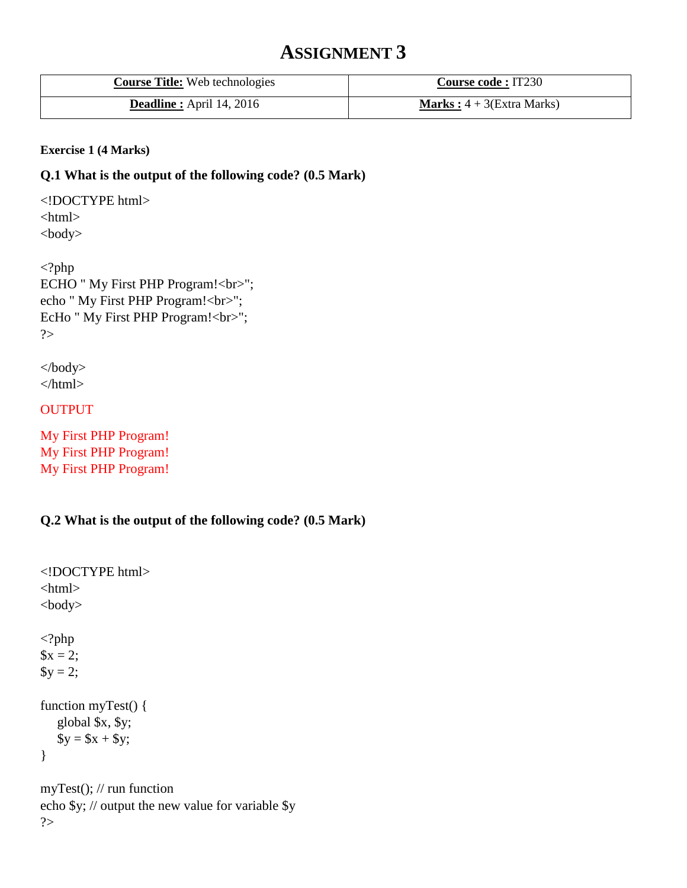# ASSIGNMENT 3

| **Course Title:** Web technologies | **Course code :** IT230 |
| --- | --- |
| **Deadline :** April 14, 2016 | **Marks :** 4 + 3(Extra Marks) |

**Exercise 1 (4 Marks)**

**Q.1 What is the output of the following code? (0.5 Mark)**

```
<!DOCTYPE html>
<html>
<body>

<?php
ECHO " My First PHP Program!<br>";
echo " My First PHP Program!<br>";
EcHo " My First PHP Program!<br>";
?>

</body>
</html>
```

OUTPUT

My First PHP Program!
My First PHP Program!
My First PHP Program!

**Q.2 What is the output of the following code? (0.5 Mark)**

```
<!DOCTYPE html>
<html>
<body>

<?php
$x = 2;
$y = 2;

function myTest() {
    global $x, $y;
    $y = $x + $y;
}

myTest(); // run function
echo $y; // output the new value for variable $y
?>
```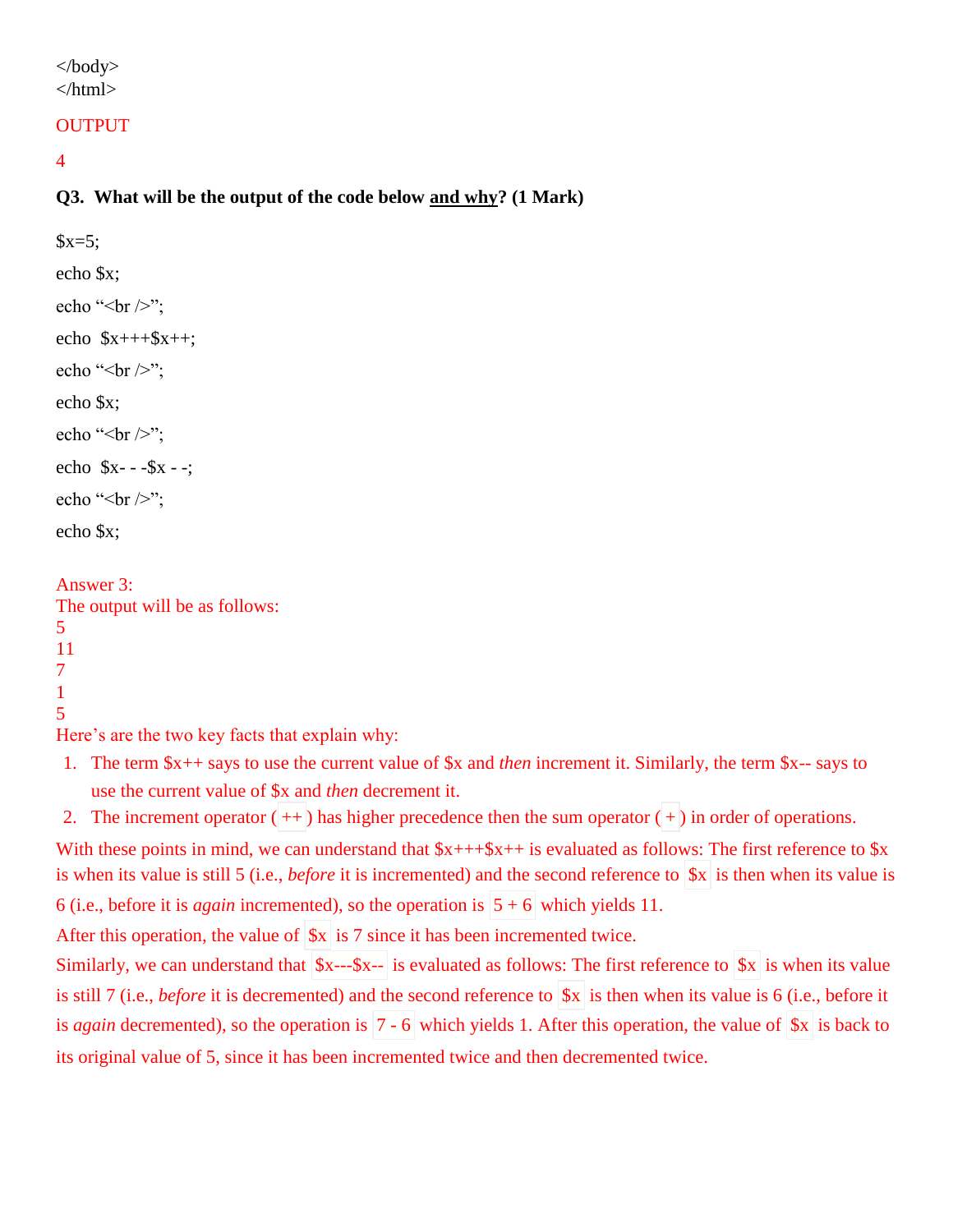```
</body>
</html>
```

OUTPUT

4

**Q3. What will be the output of the code below <u>and why</u>? (1 Mark)**

```
$x=5;

echo $x;

echo "<br />";

echo  $x+++$x++;

echo "<br />";

echo $x;

echo "<br />";

echo  $x- - -$x - -;

echo "<br />";

echo $x;
```

Answer 3:
The output will be as follows:
5
11
7
1
5
Here's are the two key facts that explain why:

1. The term $x++ says to use the current value of $x and *then* increment it. Similarly, the term $x-- says to use the current value of $x and *then* decrement it.
2. The increment operator ( ++ ) has higher precedence then the sum operator ( + ) in order of operations.

With these points in mind, we can understand that $x+++$x++ is evaluated as follows: The first reference to $x is when its value is still 5 (i.e., *before* it is incremented) and the second reference to $x is then when its value is 6 (i.e., before it is *again* incremented), so the operation is 5 + 6 which yields 11.
After this operation, the value of $x is 7 since it has been incremented twice.
Similarly, we can understand that $x---$x-- is evaluated as follows: The first reference to $x is when its value is still 7 (i.e., *before* it is decremented) and the second reference to $x is then when its value is 6 (i.e., before it is *again* decremented), so the operation is 7 - 6 which yields 1. After this operation, the value of $x is back to its original value of 5, since it has been incremented twice and then decremented twice.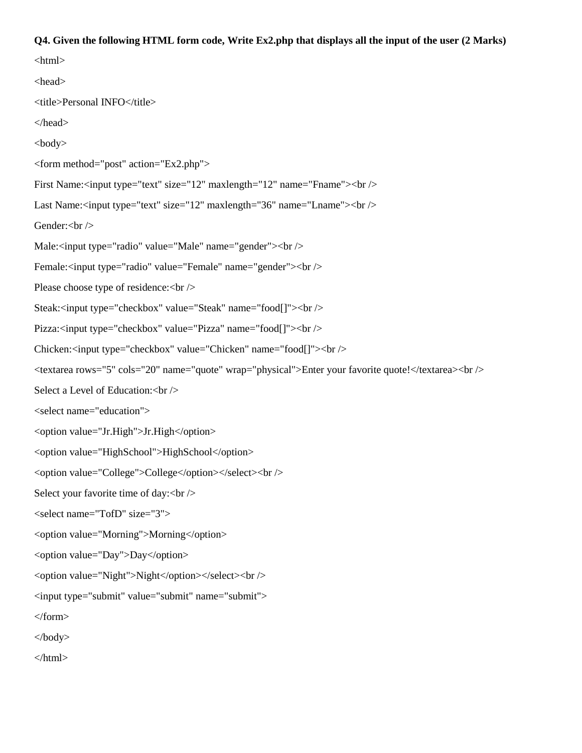**Q4. Given the following HTML form code, Write Ex2.php that displays all the input of the user (2 Marks)**

```
<html>
<head>
<title>Personal INFO</title>
</head>
<body>
<form method="post" action="Ex2.php">
First Name:<input type="text" size="12" maxlength="12" name="Fname"><br />
Last Name:<input type="text" size="12" maxlength="36" name="Lname"><br />
Gender:<br />
Male:<input type="radio" value="Male" name="gender"><br />
Female:<input type="radio" value="Female" name="gender"><br />
Please choose type of residence:<br />
Steak:<input type="checkbox" value="Steak" name="food[]"><br />
Pizza:<input type="checkbox" value="Pizza" name="food[]"><br />
Chicken:<input type="checkbox" value="Chicken" name="food[]"><br />
<textarea rows="5" cols="20" name="quote" wrap="physical">Enter your favorite quote!</textarea><br />
Select a Level of Education:<br />
<select name="education">
<option value="Jr.High">Jr.High</option>
<option value="HighSchool">HighSchool</option>
<option value="College">College</option></select><br />
Select your favorite time of day:<br />
<select name="TofD" size="3">
<option value="Morning">Morning</option>
<option value="Day">Day</option>
<option value="Night">Night</option></select><br />
<input type="submit" value="submit" name="submit">
</form>
</body>
</html>
```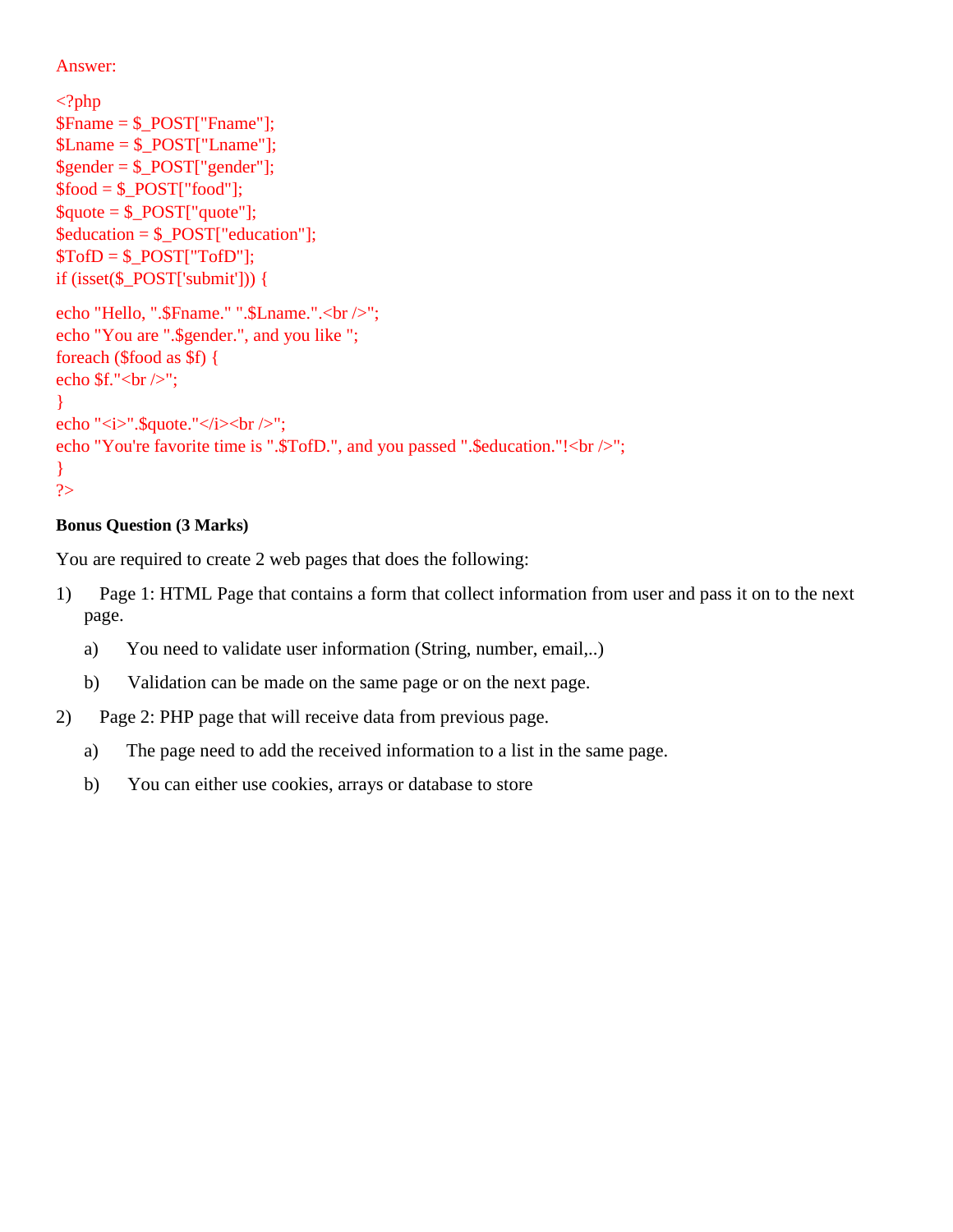Answer:

```php
<?php
$Fname = $_POST["Fname"];
$Lname = $_POST["Lname"];
$gender = $_POST["gender"];
$food = $_POST["food"];
$quote = $_POST["quote"];
$education = $_POST["education"];
$TofD = $_POST["TofD"];
if (isset($_POST['submit'])) {

echo "Hello, ".$Fname." ".$Lname.".<br />";
echo "You are ".$gender.", and you like ";
foreach ($food as $f) {
echo $f."<br />";
}
echo "<i>".$quote."</i><br />";
echo "You're favorite time is ".$TofD.", and you passed ".$education."!<br />";
}
?>
```

**Bonus Question (3 Marks)**

You are required to create 2 web pages that does the following:

1) Page 1: HTML Page that contains a form that collect information from user and pass it on to the next page.
   a) You need to validate user information (String, number, email,..)
   b) Validation can be made on the same page or on the next page.
2) Page 2: PHP page that will receive data from previous page.
   a) The page need to add the received information to a list in the same page.
   b) You can either use cookies, arrays or database to store